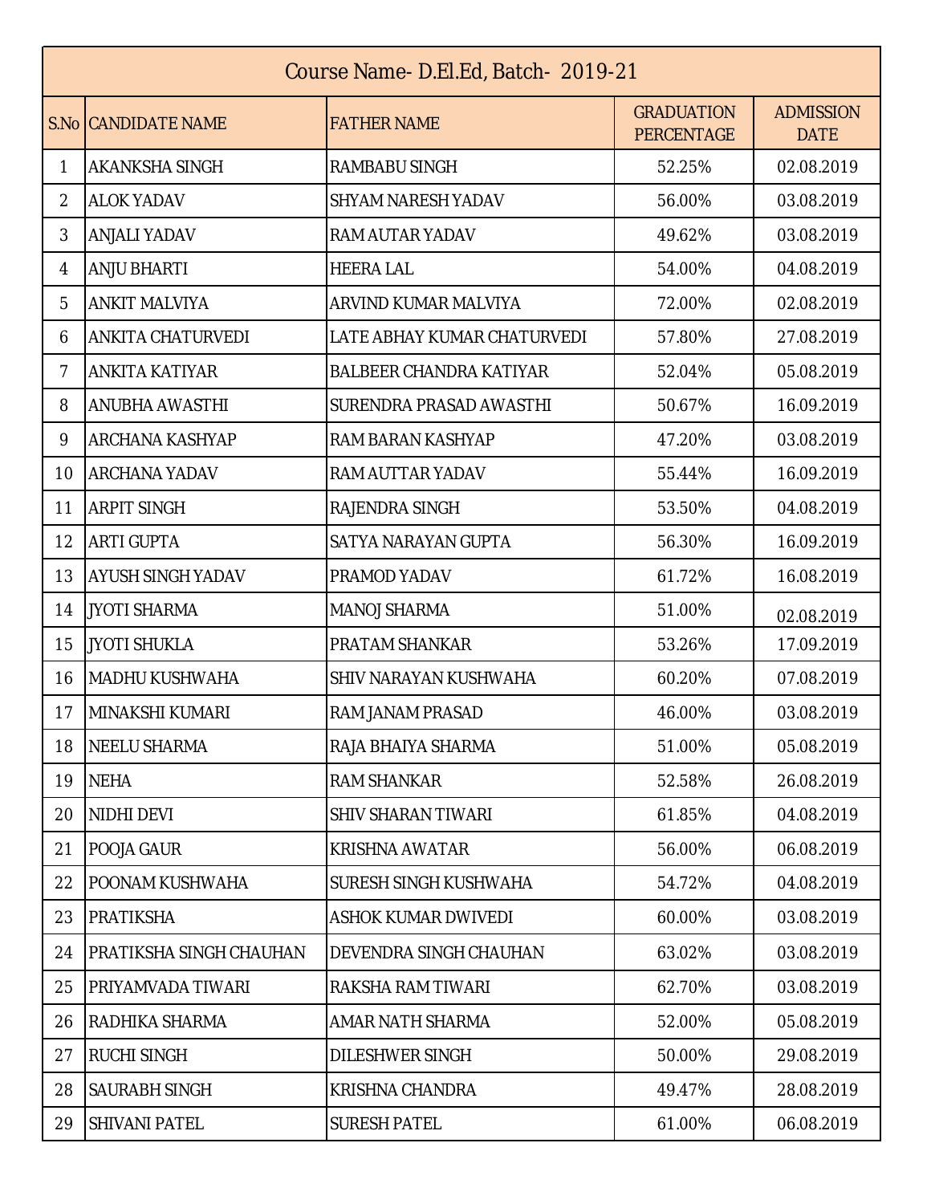| Course Name- D.El.Ed, Batch- 2019-21 | | | | |
|---|---|---|---|---|
| S.No | CANDIDATE NAME | FATHER NAME | GRADUATION PERCENTAGE | ADMISSION DATE |
| 1 | AKANKSHA SINGH | RAMBABU SINGH | 52.25% | 02.08.2019 |
| 2 | ALOK YADAV | SHYAM NARESH YADAV | 56.00% | 03.08.2019 |
| 3 | ANJALI YADAV | RAM AUTAR YADAV | 49.62% | 03.08.2019 |
| 4 | ANJU BHARTI | HEERA LAL | 54.00% | 04.08.2019 |
| 5 | ANKIT MALVIYA | ARVIND KUMAR MALVIYA | 72.00% | 02.08.2019 |
| 6 | ANKITA CHATURVEDI | LATE ABHAY KUMAR CHATURVEDI | 57.80% | 27.08.2019 |
| 7 | ANKITA KATIYAR | BALBEER CHANDRA KATIYAR | 52.04% | 05.08.2019 |
| 8 | ANUBHA AWASTHI | SURENDRA PRASAD AWASTHI | 50.67% | 16.09.2019 |
| 9 | ARCHANA KASHYAP | RAM BARAN KASHYAP | 47.20% | 03.08.2019 |
| 10 | ARCHANA YADAV | RAM AUTTAR YADAV | 55.44% | 16.09.2019 |
| 11 | ARPIT SINGH | RAJENDRA SINGH | 53.50% | 04.08.2019 |
| 12 | ARTI GUPTA | SATYA NARAYAN GUPTA | 56.30% | 16.09.2019 |
| 13 | AYUSH SINGH YADAV | PRAMOD YADAV | 61.72% | 16.08.2019 |
| 14 | JYOTI SHARMA | MANOJ SHARMA | 51.00% | 02.08.2019 |
| 15 | JYOTI SHUKLA | PRATAM SHANKAR | 53.26% | 17.09.2019 |
| 16 | MADHU KUSHWAHA | SHIV NARAYAN KUSHWAHA | 60.20% | 07.08.2019 |
| 17 | MINAKSHI KUMARI | RAM JANAM PRASAD | 46.00% | 03.08.2019 |
| 18 | NEELU SHARMA | RAJA BHAIYA SHARMA | 51.00% | 05.08.2019 |
| 19 | NEHA | RAM SHANKAR | 52.58% | 26.08.2019 |
| 20 | NIDHI DEVI | SHIV SHARAN TIWARI | 61.85% | 04.08.2019 |
| 21 | POOJA GAUR | KRISHNA AWATAR | 56.00% | 06.08.2019 |
| 22 | POONAM KUSHWAHA | SURESH SINGH KUSHWAHA | 54.72% | 04.08.2019 |
| 23 | PRATIKSHA | ASHOK KUMAR DWIVEDI | 60.00% | 03.08.2019 |
| 24 | PRATIKSHA SINGH CHAUHAN | DEVENDRA SINGH CHAUHAN | 63.02% | 03.08.2019 |
| 25 | PRIYAMVADA TIWARI | RAKSHA RAM TIWARI | 62.70% | 03.08.2019 |
| 26 | RADHIKA SHARMA | AMAR NATH SHARMA | 52.00% | 05.08.2019 |
| 27 | RUCHI SINGH | DILESHWER SINGH | 50.00% | 29.08.2019 |
| 28 | SAURABH SINGH | KRISHNA CHANDRA | 49.47% | 28.08.2019 |
| 29 | SHIVANI PATEL | SURESH PATEL | 61.00% | 06.08.2019 |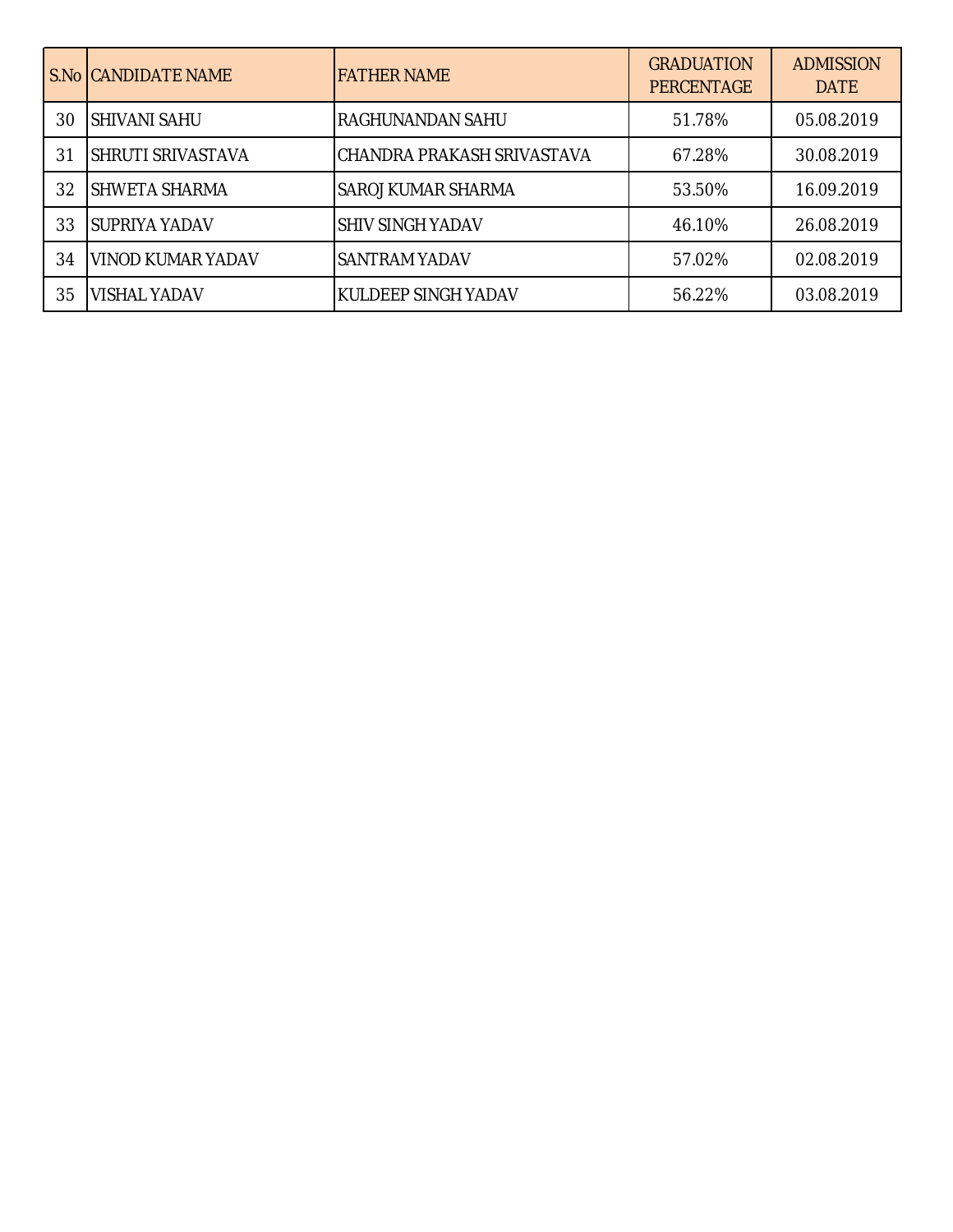| S.No | CANDIDATE NAME | FATHER NAME | GRADUATION PERCENTAGE | ADMISSION DATE |
|---|---|---|---|---|
| 30 | SHIVANI SAHU | RAGHUNANDAN SAHU | 51.78% | 05.08.2019 |
| 31 | SHRUTI SRIVASTAVA | CHANDRA PRAKASH SRIVASTAVA | 67.28% | 30.08.2019 |
| 32 | SHWETA SHARMA | SAROJ KUMAR SHARMA | 53.50% | 16.09.2019 |
| 33 | SUPRIYA YADAV | SHIV SINGH YADAV | 46.10% | 26.08.2019 |
| 34 | VINOD KUMAR YADAV | SANTRAM YADAV | 57.02% | 02.08.2019 |
| 35 | VISHAL YADAV | KULDEEP SINGH YADAV | 56.22% | 03.08.2019 |